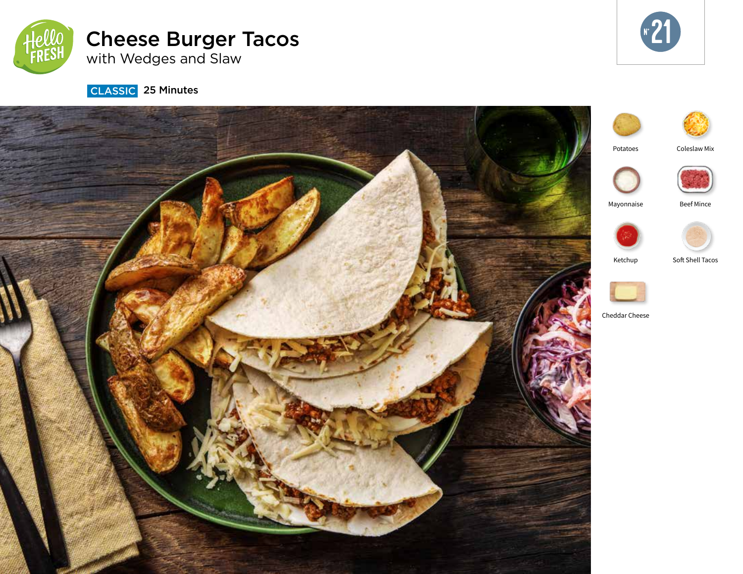# Cheese Burger Tacos

## with Wedges and Slaw

**CLASSIC** 25 Minutes

N° 21

- Potatoes
- Coleslaw Mix
- Mayonnaise
- Beef Mince
- Ketchup
- Soft Shell Tacos
- Cheddar Cheese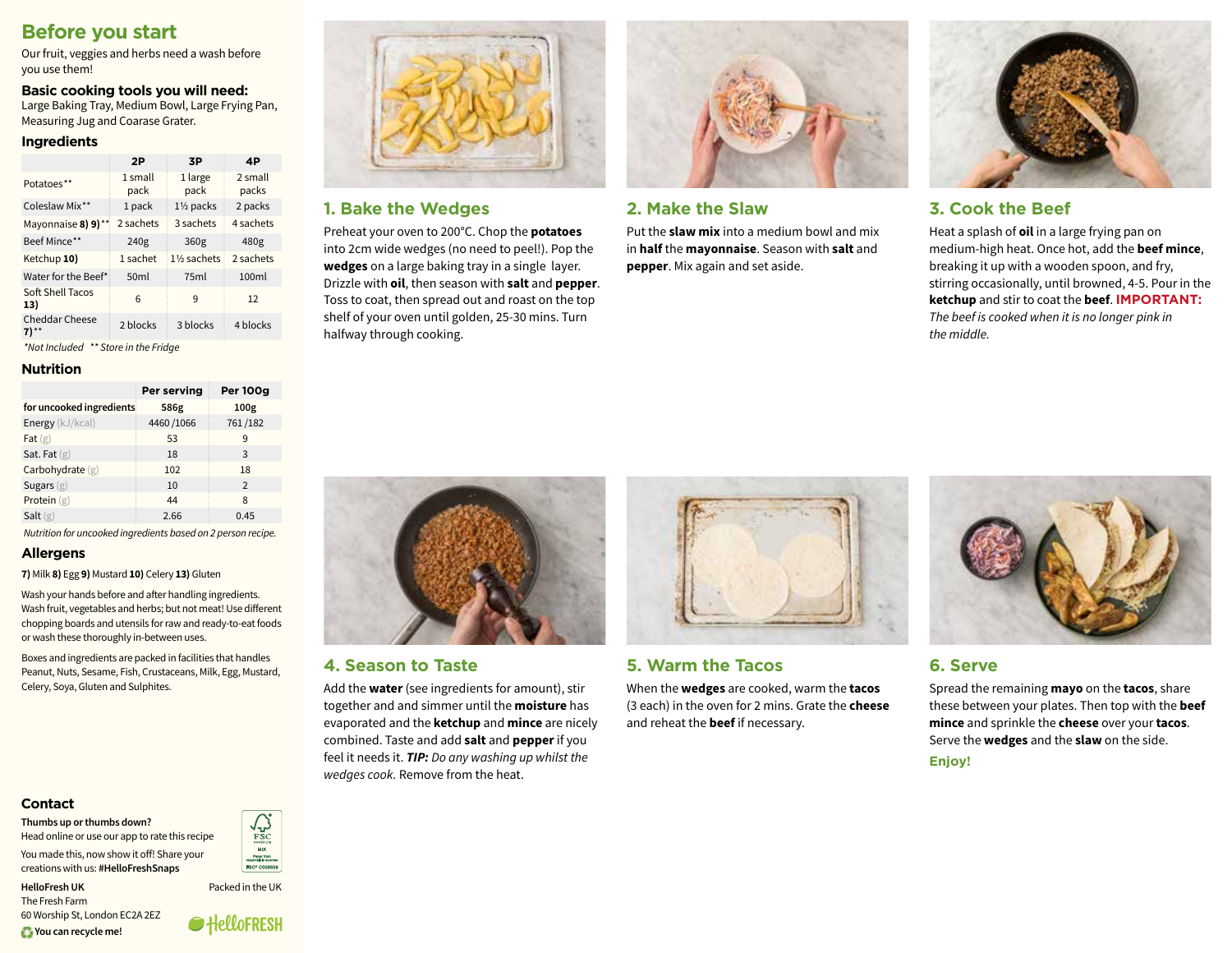## Before you start

Our fruit, veggies and herbs need a wash before you use them!

### Basic cooking tools you will need:

Large Baking Tray, Medium Bowl, Large Frying Pan, Measuring Jug and Coarase Grater.

### Ingredients

| | 2P | 3P | 4P |
|---|---|---|---|
| Potatoes** | 1 small pack | 1 large pack | 2 small packs |
| Coleslaw Mix** | 1 pack | 1½ packs | 2 packs |
| Mayonnaise **8) 9)**** | 2 sachets | 3 sachets | 4 sachets |
| Beef Mince** | 240g | 360g | 480g |
| Ketchup **10)** | 1 sachet | 1½ sachets | 2 sachets |
| Water for the Beef* | 50ml | 75ml | 100ml |
| Soft Shell Tacos **13)** | 6 | 9 | 12 |
| Cheddar Cheese **7)**** | 2 blocks | 3 blocks | 4 blocks |

*\*Not Included \*\* Store in the Fridge*

### Nutrition

| | Per serving | Per 100g |
|---|---|---|
| **for uncooked ingredients** | **586g** | **100g** |
| Energy (kJ/kcal) | 4460 /1066 | 761 /182 |
| Fat (g) | 53 | 9 |
| Sat. Fat (g) | 18 | 3 |
| Carbohydrate (g) | 102 | 18 |
| Sugars (g) | 10 | 2 |
| Protein (g) | 44 | 8 |
| Salt (g) | 2.66 | 0.45 |

*Nutrition for uncooked ingredients based on 2 person recipe.*

### Allergens

**7)** Milk **8)** Egg **9)** Mustard **10)** Celery **13)** Gluten

Wash your hands before and after handling ingredients. Wash fruit, vegetables and herbs; but not meat! Use different chopping boards and utensils for raw and ready-to-eat foods or wash these thoroughly in-between uses.

Boxes and ingredients are packed in facilities that handles Peanut, Nuts, Sesame, Fish, Crustaceans, Milk, Egg, Mustard, Celery, Soya, Gluten and Sulphites.

### Contact

**Thumbs up or thumbs down?**
Head online or use our app to rate this recipe

You made this, now show it off! Share your creations with us: **#HelloFreshSnaps**

**HelloFresh UK**
The Fresh Farm
60 Worship St, London EC2A 2EZ

Packed in the UK

**You can recycle me!**

## 1. Bake the Wedges

Preheat your oven to 200°C. Chop the **potatoes** into 2cm wide wedges (no need to peel!). Pop the **wedges** on a large baking tray in a single layer. Drizzle with **oil**, then season with **salt** and **pepper**. Toss to coat, then spread out and roast on the top shelf of your oven until golden, 25-30 mins. Turn halfway through cooking.

## 2. Make the Slaw

Put the **slaw mix** into a medium bowl and mix in **half** the **mayonnaise**. Season with **salt** and **pepper**. Mix again and set aside.

## 3. Cook the Beef

Heat a splash of **oil** in a large frying pan on medium-high heat. Once hot, add the **beef mince**, breaking it up with a wooden spoon, and fry, stirring occasionally, until browned, 4-5. Pour in the **ketchup** and stir to coat the **beef**. **IMPORTANT:** *The beef is cooked when it is no longer pink in the middle.*

## 4. Season to Taste

Add the **water** (see ingredients for amount), stir together and and simmer until the **moisture** has evaporated and the **ketchup** and **mince** are nicely combined. Taste and add **salt** and **pepper** if you feel it needs it. ***TIP:*** *Do any washing up whilst the wedges cook.* Remove from the heat.

## 5. Warm the Tacos

When the **wedges** are cooked, warm the **tacos** (3 each) in the oven for 2 mins. Grate the **cheese** and reheat the **beef** if necessary.

## 6. Serve

Spread the remaining **mayo** on the **tacos**, share these between your plates. Then top with the **beef mince** and sprinkle the **cheese** over your **tacos**. Serve the **wedges** and the **slaw** on the side.

**Enjoy!**